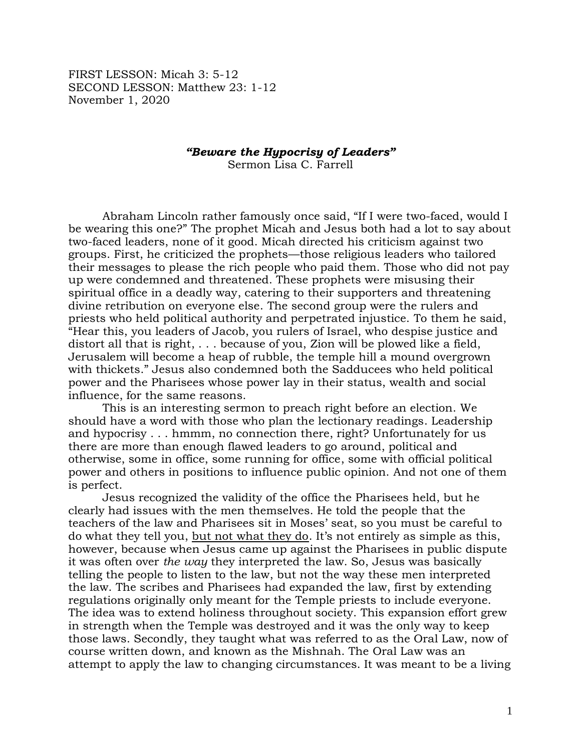FIRST LESSON: Micah 3: 5-12
SECOND LESSON: Matthew 23: 1-12
November 1, 2020

### ***"Beware the Hypocrisy of Leaders"***

Sermon Lisa C. Farrell

Abraham Lincoln rather famously once said, "If I were two-faced, would I be wearing this one?" The prophet Micah and Jesus both had a lot to say about two-faced leaders, none of it good. Micah directed his criticism against two groups. First, he criticized the prophets—those religious leaders who tailored their messages to please the rich people who paid them. Those who did not pay up were condemned and threatened. These prophets were misusing their spiritual office in a deadly way, catering to their supporters and threatening divine retribution on everyone else. The second group were the rulers and priests who held political authority and perpetrated injustice. To them he said, "Hear this, you leaders of Jacob, you rulers of Israel, who despise justice and distort all that is right, . . . because of you, Zion will be plowed like a field, Jerusalem will become a heap of rubble, the temple hill a mound overgrown with thickets." Jesus also condemned both the Sadducees who held political power and the Pharisees whose power lay in their status, wealth and social influence, for the same reasons.

This is an interesting sermon to preach right before an election. We should have a word with those who plan the lectionary readings. Leadership and hypocrisy . . . hmmm, no connection there, right? Unfortunately for us there are more than enough flawed leaders to go around, political and otherwise, some in office, some running for office, some with official political power and others in positions to influence public opinion. And not one of them is perfect.

Jesus recognized the validity of the office the Pharisees held, but he clearly had issues with the men themselves. He told the people that the teachers of the law and Pharisees sit in Moses' seat, so you must be careful to do what they tell you, <u>but not what they do</u>. It's not entirely as simple as this, however, because when Jesus came up against the Pharisees in public dispute it was often over *the way* they interpreted the law. So, Jesus was basically telling the people to listen to the law, but not the way these men interpreted the law. The scribes and Pharisees had expanded the law, first by extending regulations originally only meant for the Temple priests to include everyone. The idea was to extend holiness throughout society. This expansion effort grew in strength when the Temple was destroyed and it was the only way to keep those laws. Secondly, they taught what was referred to as the Oral Law, now of course written down, and known as the Mishnah. The Oral Law was an attempt to apply the law to changing circumstances. It was meant to be a living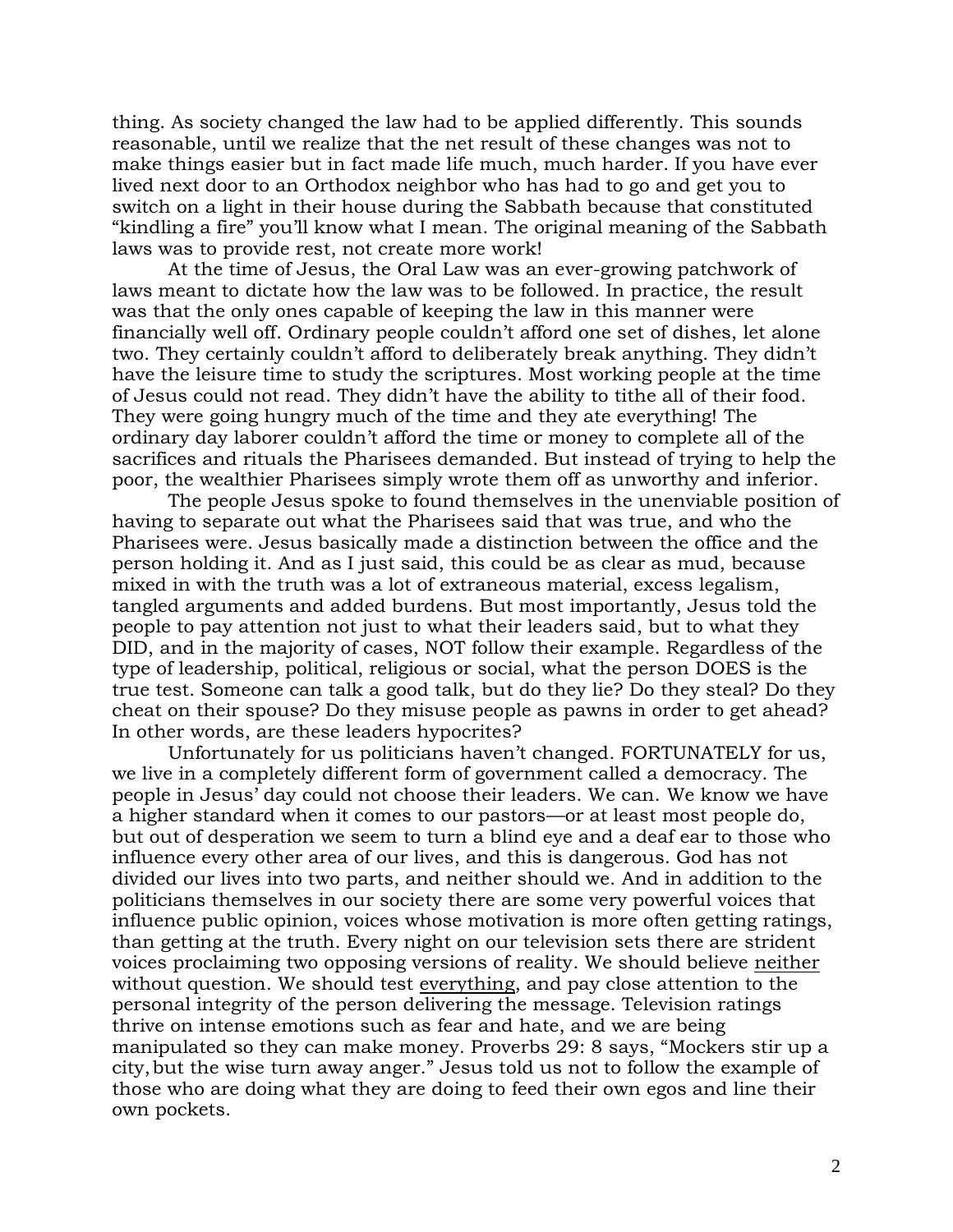thing. As society changed the law had to be applied differently. This sounds reasonable, until we realize that the net result of these changes was not to make things easier but in fact made life much, much harder. If you have ever lived next door to an Orthodox neighbor who has had to go and get you to switch on a light in their house during the Sabbath because that constituted "kindling a fire" you'll know what I mean. The original meaning of the Sabbath laws was to provide rest, not create more work!

At the time of Jesus, the Oral Law was an ever-growing patchwork of laws meant to dictate how the law was to be followed. In practice, the result was that the only ones capable of keeping the law in this manner were financially well off. Ordinary people couldn't afford one set of dishes, let alone two. They certainly couldn't afford to deliberately break anything. They didn't have the leisure time to study the scriptures. Most working people at the time of Jesus could not read. They didn't have the ability to tithe all of their food. They were going hungry much of the time and they ate everything! The ordinary day laborer couldn't afford the time or money to complete all of the sacrifices and rituals the Pharisees demanded. But instead of trying to help the poor, the wealthier Pharisees simply wrote them off as unworthy and inferior.

The people Jesus spoke to found themselves in the unenviable position of having to separate out what the Pharisees said that was true, and who the Pharisees were. Jesus basically made a distinction between the office and the person holding it. And as I just said, this could be as clear as mud, because mixed in with the truth was a lot of extraneous material, excess legalism, tangled arguments and added burdens. But most importantly, Jesus told the people to pay attention not just to what their leaders said, but to what they DID, and in the majority of cases, NOT follow their example. Regardless of the type of leadership, political, religious or social, what the person DOES is the true test. Someone can talk a good talk, but do they lie? Do they steal? Do they cheat on their spouse? Do they misuse people as pawns in order to get ahead? In other words, are these leaders hypocrites?

Unfortunately for us politicians haven't changed. FORTUNATELY for us, we live in a completely different form of government called a democracy. The people in Jesus' day could not choose their leaders. We can. We know we have a higher standard when it comes to our pastors—or at least most people do, but out of desperation we seem to turn a blind eye and a deaf ear to those who influence every other area of our lives, and this is dangerous. God has not divided our lives into two parts, and neither should we. And in addition to the politicians themselves in our society there are some very powerful voices that influence public opinion, voices whose motivation is more often getting ratings, than getting at the truth. Every night on our television sets there are strident voices proclaiming two opposing versions of reality. We should believe <u>neither</u> without question. We should test <u>everything</u>, and pay close attention to the personal integrity of the person delivering the message. Television ratings thrive on intense emotions such as fear and hate, and we are being manipulated so they can make money. Proverbs 29: 8 says, "Mockers stir up a city, but the wise turn away anger." Jesus told us not to follow the example of those who are doing what they are doing to feed their own egos and line their own pockets.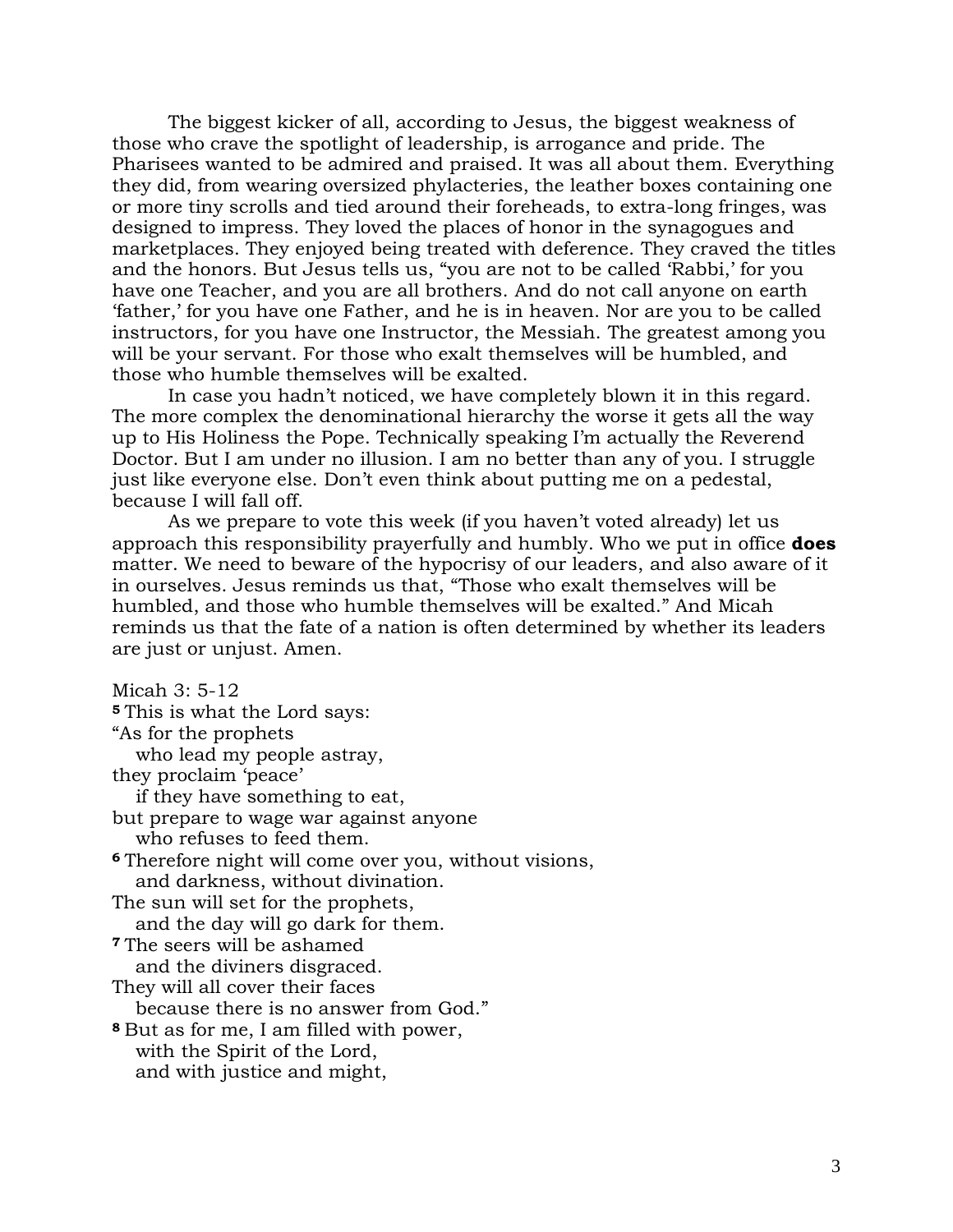The biggest kicker of all, according to Jesus, the biggest weakness of those who crave the spotlight of leadership, is arrogance and pride. The Pharisees wanted to be admired and praised. It was all about them. Everything they did, from wearing oversized phylacteries, the leather boxes containing one or more tiny scrolls and tied around their foreheads, to extra-long fringes, was designed to impress. They loved the places of honor in the synagogues and marketplaces. They enjoyed being treated with deference. They craved the titles and the honors. But Jesus tells us, "you are not to be called 'Rabbi,' for you have one Teacher, and you are all brothers. And do not call anyone on earth 'father,' for you have one Father, and he is in heaven. Nor are you to be called instructors, for you have one Instructor, the Messiah. The greatest among you will be your servant. For those who exalt themselves will be humbled, and those who humble themselves will be exalted.

In case you hadn't noticed, we have completely blown it in this regard. The more complex the denominational hierarchy the worse it gets all the way up to His Holiness the Pope. Technically speaking I'm actually the Reverend Doctor. But I am under no illusion. I am no better than any of you. I struggle just like everyone else. Don't even think about putting me on a pedestal, because I will fall off.

As we prepare to vote this week (if you haven't voted already) let us approach this responsibility prayerfully and humbly. Who we put in office **does** matter. We need to beware of the hypocrisy of our leaders, and also aware of it in ourselves. Jesus reminds us that, "Those who exalt themselves will be humbled, and those who humble themselves will be exalted." And Micah reminds us that the fate of a nation is often determined by whether its leaders are just or unjust. Amen.

Micah 3: 5-12

**5** This is what the Lord says:
"As for the prophets
who lead my people astray,
they proclaim 'peace'
if they have something to eat,
but prepare to wage war against anyone
who refuses to feed them.
**6** Therefore night will come over you, without visions,
and darkness, without divination.
The sun will set for the prophets,
and the day will go dark for them.
**7** The seers will be ashamed
and the diviners disgraced.
They will all cover their faces
because there is no answer from God."
**8** But as for me, I am filled with power,
with the Spirit of the Lord,
and with justice and might,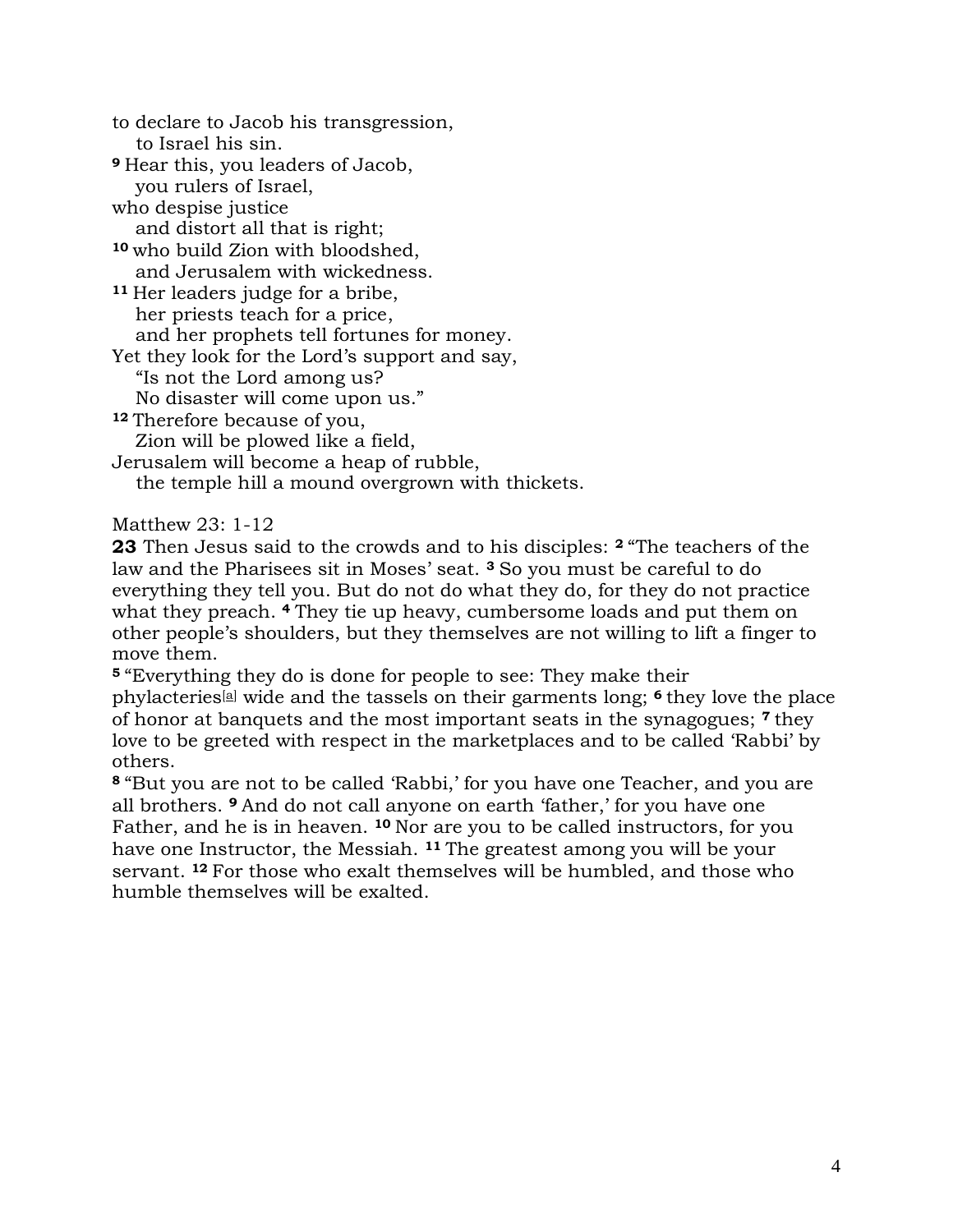to declare to Jacob his transgression,
    to Israel his sin.
**9** Hear this, you leaders of Jacob,
    you rulers of Israel,
who despise justice
    and distort all that is right;
**10** who build Zion with bloodshed,
    and Jerusalem with wickedness.
**11** Her leaders judge for a bribe,
    her priests teach for a price,
    and her prophets tell fortunes for money.
Yet they look for the Lord's support and say,
    "Is not the Lord among us?
    No disaster will come upon us."
**12** Therefore because of you,
    Zion will be plowed like a field,
Jerusalem will become a heap of rubble,
    the temple hill a mound overgrown with thickets.

Matthew 23: 1-12

**23** Then Jesus said to the crowds and to his disciples: **2** "The teachers of the law and the Pharisees sit in Moses' seat. **3** So you must be careful to do everything they tell you. But do not do what they do, for they do not practice what they preach. **4** They tie up heavy, cumbersome loads and put them on other people's shoulders, but they themselves are not willing to lift a finger to move them.

**5** "Everything they do is done for people to see: They make their phylacteries[a] wide and the tassels on their garments long; **6** they love the place of honor at banquets and the most important seats in the synagogues; **7** they love to be greeted with respect in the marketplaces and to be called 'Rabbi' by others.

**8** "But you are not to be called 'Rabbi,' for you have one Teacher, and you are all brothers. **9** And do not call anyone on earth 'father,' for you have one Father, and he is in heaven. **10** Nor are you to be called instructors, for you have one Instructor, the Messiah. **11** The greatest among you will be your servant. **12** For those who exalt themselves will be humbled, and those who humble themselves will be exalted.